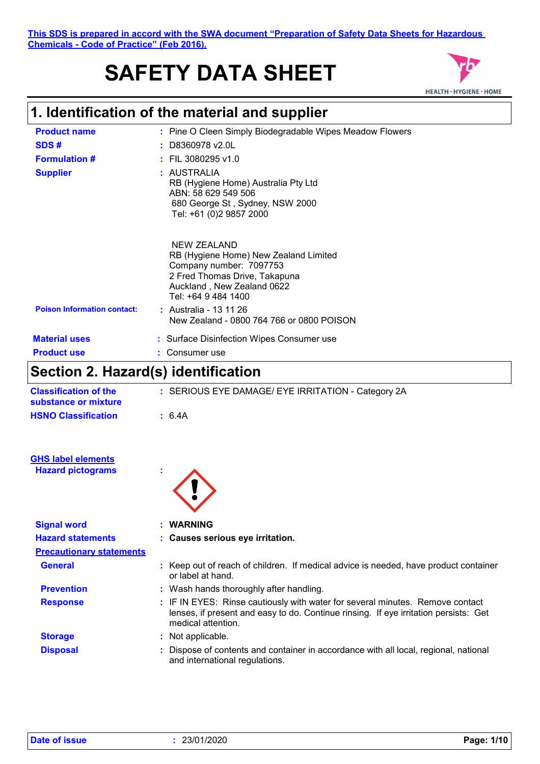This SDS is prepared in accord with the SWA document "Preparation of Safety Data Sheets for Hazardous Chemicals - Code of Practice" (Feb 2016).

# SAFETY DATA SHEET

## 1. Identification of the material and supplier

| | |
|---|---|
| **Product name** | : Pine O Cleen Simply Biodegradable Wipes Meadow Flowers |
| **SDS #** | : D8360978 v2.0L |
| **Formulation #** | : FIL 3080295 v1.0 |
| **Supplier** | : AUSTRALIA<br>RB (Hygiene Home) Australia Pty Ltd<br>ABN: 58 629 549 506<br>680 George St , Sydney, NSW 2000<br>Tel: +61 (0)2 9857 2000<br><br>NEW ZEALAND<br>RB (Hygiene Home) New Zealand Limited<br>Company number: 7097753<br>2 Fred Thomas Drive, Takapuna<br>Auckland , New Zealand 0622<br>Tel: +64 9 484 1400 |
| **Poison Information contact:** | : Australia - 13 11 26<br>New Zealand - 0800 764 766 or 0800 POISON |
| **Material uses** | : Surface Disinfection Wipes Consumer use |
| **Product use** | : Consumer use |

## Section 2. Hazard(s) identification

| | |
|---|---|
| **Classification of the substance or mixture** | : SERIOUS EYE DAMAGE/ EYE IRRITATION - Category 2A |
| **HSNO Classification** | : 6.4A |

**GHS label elements**

| | |
|---|---|
| **Hazard pictograms** | : |
| **Signal word** | : **WARNING** |
| **Hazard statements** | : **Causes serious eye irritation.** |

**Precautionary statements**

| | |
|---|---|
| **General** | : Keep out of reach of children. If medical advice is needed, have product container or label at hand. |
| **Prevention** | : Wash hands thoroughly after handling. |
| **Response** | : IF IN EYES: Rinse cautiously with water for several minutes. Remove contact lenses, if present and easy to do. Continue rinsing. If eye irritation persists: Get medical attention. |
| **Storage** | : Not applicable. |
| **Disposal** | : Dispose of contents and container in accordance with all local, regional, national and international regulations. |

**Date of issue** : 23/01/2020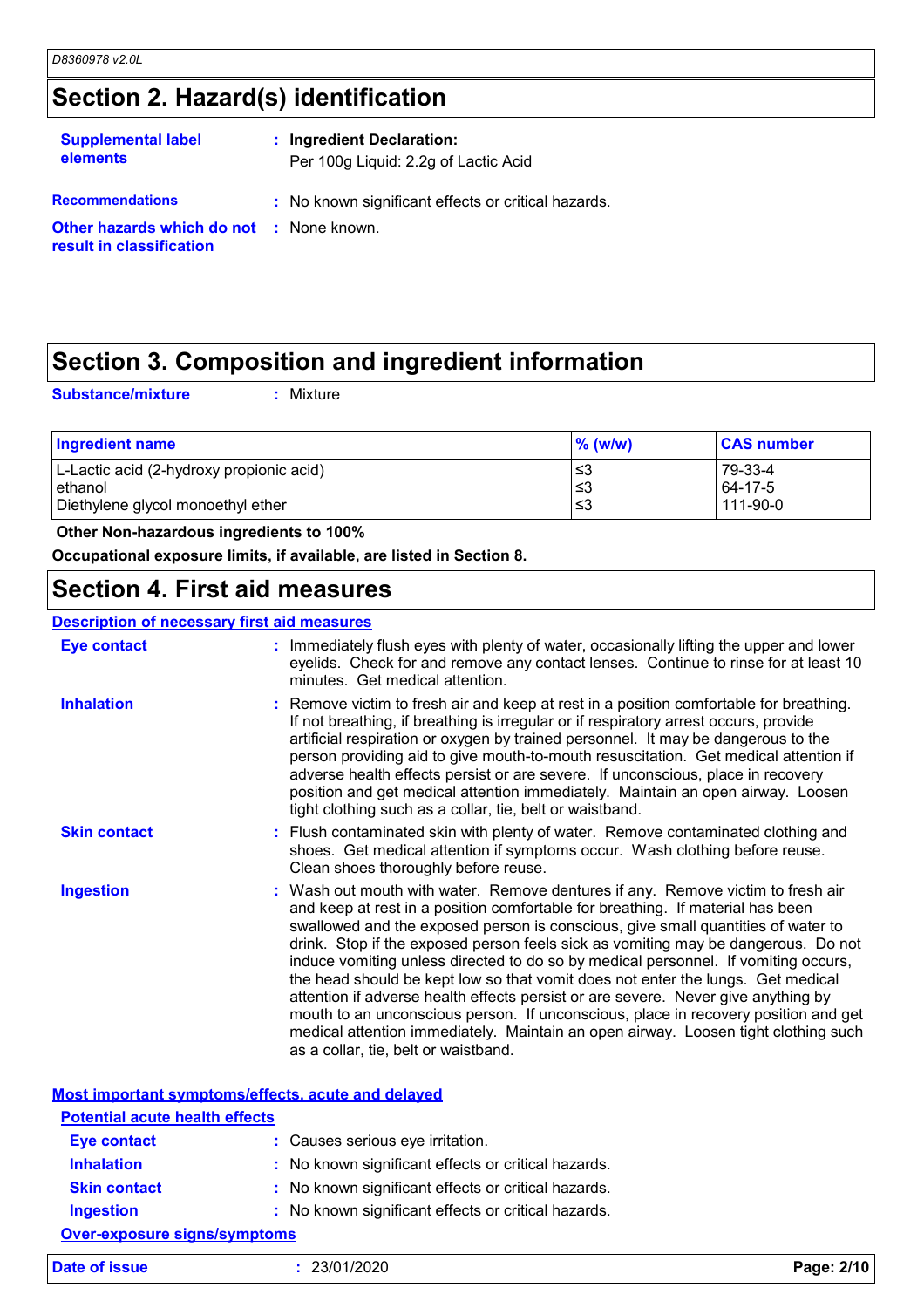## Section 2. Hazard(s) identification

**Supplemental label elements** : **Ingredient Declaration:**
Per 100g Liquid: 2.2g of Lactic Acid

**Recommendations** : No known significant effects or critical hazards.

**Other hazards which do not result in classification** : None known.

## Section 3. Composition and ingredient information

**Substance/mixture** : Mixture

| Ingredient name | % (w/w) | CAS number |
|---|---|---|
| L-Lactic acid (2-hydroxy propionic acid) | ≤3 | 79-33-4 |
| ethanol | ≤3 | 64-17-5 |
| Diethylene glycol monoethyl ether | ≤3 | 111-90-0 |

**Other Non-hazardous ingredients to 100%**

**Occupational exposure limits, if available, are listed in Section 8.**

## Section 4. First aid measures

### Description of necessary first aid measures

**Eye contact** : Immediately flush eyes with plenty of water, occasionally lifting the upper and lower eyelids. Check for and remove any contact lenses. Continue to rinse for at least 10 minutes. Get medical attention.

**Inhalation** : Remove victim to fresh air and keep at rest in a position comfortable for breathing. If not breathing, if breathing is irregular or if respiratory arrest occurs, provide artificial respiration or oxygen by trained personnel. It may be dangerous to the person providing aid to give mouth-to-mouth resuscitation. Get medical attention if adverse health effects persist or are severe. If unconscious, place in recovery position and get medical attention immediately. Maintain an open airway. Loosen tight clothing such as a collar, tie, belt or waistband.

**Skin contact** : Flush contaminated skin with plenty of water. Remove contaminated clothing and shoes. Get medical attention if symptoms occur. Wash clothing before reuse. Clean shoes thoroughly before reuse.

**Ingestion** : Wash out mouth with water. Remove dentures if any. Remove victim to fresh air and keep at rest in a position comfortable for breathing. If material has been swallowed and the exposed person is conscious, give small quantities of water to drink. Stop if the exposed person feels sick as vomiting may be dangerous. Do not induce vomiting unless directed to do so by medical personnel. If vomiting occurs, the head should be kept low so that vomit does not enter the lungs. Get medical attention if adverse health effects persist or are severe. Never give anything by mouth to an unconscious person. If unconscious, place in recovery position and get medical attention immediately. Maintain an open airway. Loosen tight clothing such as a collar, tie, belt or waistband.

### Most important symptoms/effects, acute and delayed

#### Potential acute health effects

**Eye contact** : Causes serious eye irritation.

**Inhalation** : No known significant effects or critical hazards.

**Skin contact** : No known significant effects or critical hazards.

**Ingestion** : No known significant effects or critical hazards.

#### Over-exposure signs/symptoms

**Date of issue** : 23/01/2020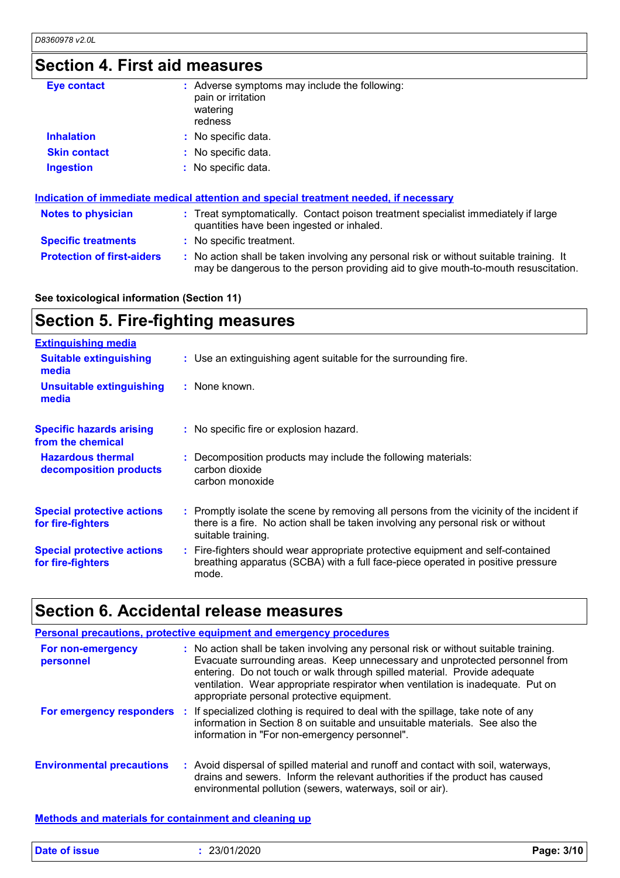## Section 4. First aid measures

| | | |
|---|---|---|
| **Eye contact** | : | Adverse symptoms may include the following:<br>pain or irritation<br>watering<br>redness |
| **Inhalation** | : | No specific data. |
| **Skin contact** | : | No specific data. |
| **Ingestion** | : | No specific data. |

### Indication of immediate medical attention and special treatment needed, if necessary

| | | |
|---|---|---|
| **Notes to physician** | : | Treat symptomatically. Contact poison treatment specialist immediately if large quantities have been ingested or inhaled. |
| **Specific treatments** | : | No specific treatment. |
| **Protection of first-aiders** | : | No action shall be taken involving any personal risk or without suitable training. It may be dangerous to the person providing aid to give mouth-to-mouth resuscitation. |

**See toxicological information (Section 11)**

## Section 5. Fire-fighting measures

### Extinguishing media

| | | |
|---|---|---|
| **Suitable extinguishing media** | : | Use an extinguishing agent suitable for the surrounding fire. |
| **Unsuitable extinguishing media** | : | None known. |
| **Specific hazards arising from the chemical** | : | No specific fire or explosion hazard. |
| **Hazardous thermal decomposition products** | : | Decomposition products may include the following materials:<br>carbon dioxide<br>carbon monoxide |
| **Special protective actions for fire-fighters** | : | Promptly isolate the scene by removing all persons from the vicinity of the incident if there is a fire. No action shall be taken involving any personal risk or without suitable training. |
| **Special protective actions for fire-fighters** | : | Fire-fighters should wear appropriate protective equipment and self-contained breathing apparatus (SCBA) with a full face-piece operated in positive pressure mode. |

## Section 6. Accidental release measures

### Personal precautions, protective equipment and emergency procedures

| | | |
|---|---|---|
| **For non-emergency personnel** | : | No action shall be taken involving any personal risk or without suitable training. Evacuate surrounding areas. Keep unnecessary and unprotected personnel from entering. Do not touch or walk through spilled material. Provide adequate ventilation. Wear appropriate respirator when ventilation is inadequate. Put on appropriate personal protective equipment. |
| **For emergency responders** | : | If specialized clothing is required to deal with the spillage, take note of any information in Section 8 on suitable and unsuitable materials. See also the information in "For non-emergency personnel". |
| **Environmental precautions** | : | Avoid dispersal of spilled material and runoff and contact with soil, waterways, drains and sewers. Inform the relevant authorities if the product has caused environmental pollution (sewers, waterways, soil or air). |

### Methods and materials for containment and cleaning up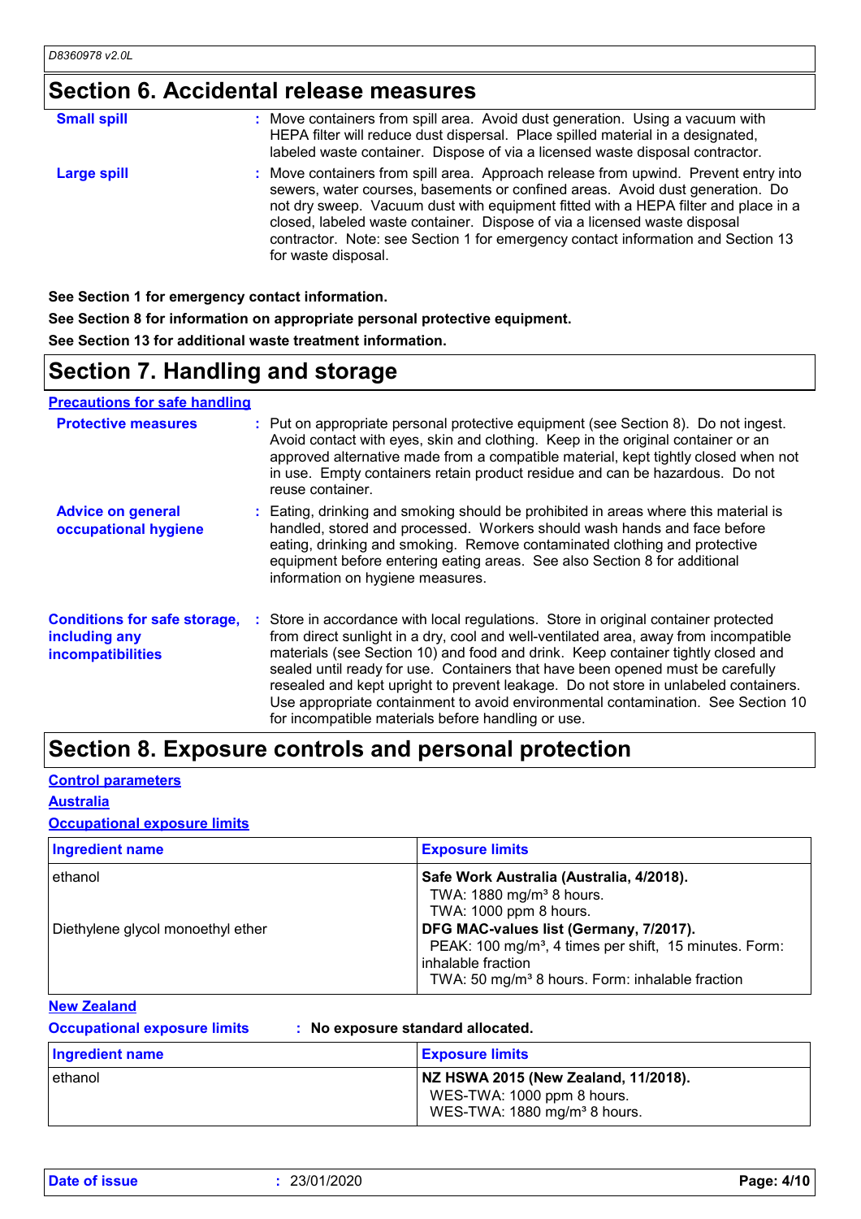## Section 6. Accidental release measures

**Small spill** : Move containers from spill area. Avoid dust generation. Using a vacuum with HEPA filter will reduce dust dispersal. Place spilled material in a designated, labeled waste container. Dispose of via a licensed waste disposal contractor.

**Large spill** : Move containers from spill area. Approach release from upwind. Prevent entry into sewers, water courses, basements or confined areas. Avoid dust generation. Do not dry sweep. Vacuum dust with equipment fitted with a HEPA filter and place in a closed, labeled waste container. Dispose of via a licensed waste disposal contractor. Note: see Section 1 for emergency contact information and Section 13 for waste disposal.

**See Section 1 for emergency contact information.**

**See Section 8 for information on appropriate personal protective equipment.**

**See Section 13 for additional waste treatment information.**

## Section 7. Handling and storage

### Precautions for safe handling

**Protective measures** : Put on appropriate personal protective equipment (see Section 8). Do not ingest. Avoid contact with eyes, skin and clothing. Keep in the original container or an approved alternative made from a compatible material, kept tightly closed when not in use. Empty containers retain product residue and can be hazardous. Do not reuse container.

**Advice on general occupational hygiene** : Eating, drinking and smoking should be prohibited in areas where this material is handled, stored and processed. Workers should wash hands and face before eating, drinking and smoking. Remove contaminated clothing and protective equipment before entering eating areas. See also Section 8 for additional information on hygiene measures.

**Conditions for safe storage, including any incompatibilities** : Store in accordance with local regulations. Store in original container protected from direct sunlight in a dry, cool and well-ventilated area, away from incompatible materials (see Section 10) and food and drink. Keep container tightly closed and sealed until ready for use. Containers that have been opened must be carefully resealed and kept upright to prevent leakage. Do not store in unlabeled containers. Use appropriate containment to avoid environmental contamination. See Section 10 for incompatible materials before handling or use.

## Section 8. Exposure controls and personal protection

### Control parameters

#### Australia

**Occupational exposure limits**

| Ingredient name | Exposure limits |
|---|---|
| ethanol | **Safe Work Australia (Australia, 4/2018).**<br>TWA: 1880 mg/m³ 8 hours.<br>TWA: 1000 ppm 8 hours. |
| Diethylene glycol monoethyl ether | **DFG MAC-values list (Germany, 7/2017).**<br>PEAK: 100 mg/m³, 4 times per shift, 15 minutes. Form: inhalable fraction<br>TWA: 50 mg/m³ 8 hours. Form: inhalable fraction |

#### New Zealand

**Occupational exposure limits** : **No exposure standard allocated.**

| Ingredient name | Exposure limits |
|---|---|
| ethanol | **NZ HSWA 2015 (New Zealand, 11/2018).**<br>WES-TWA: 1000 ppm 8 hours.<br>WES-TWA: 1880 mg/m³ 8 hours. |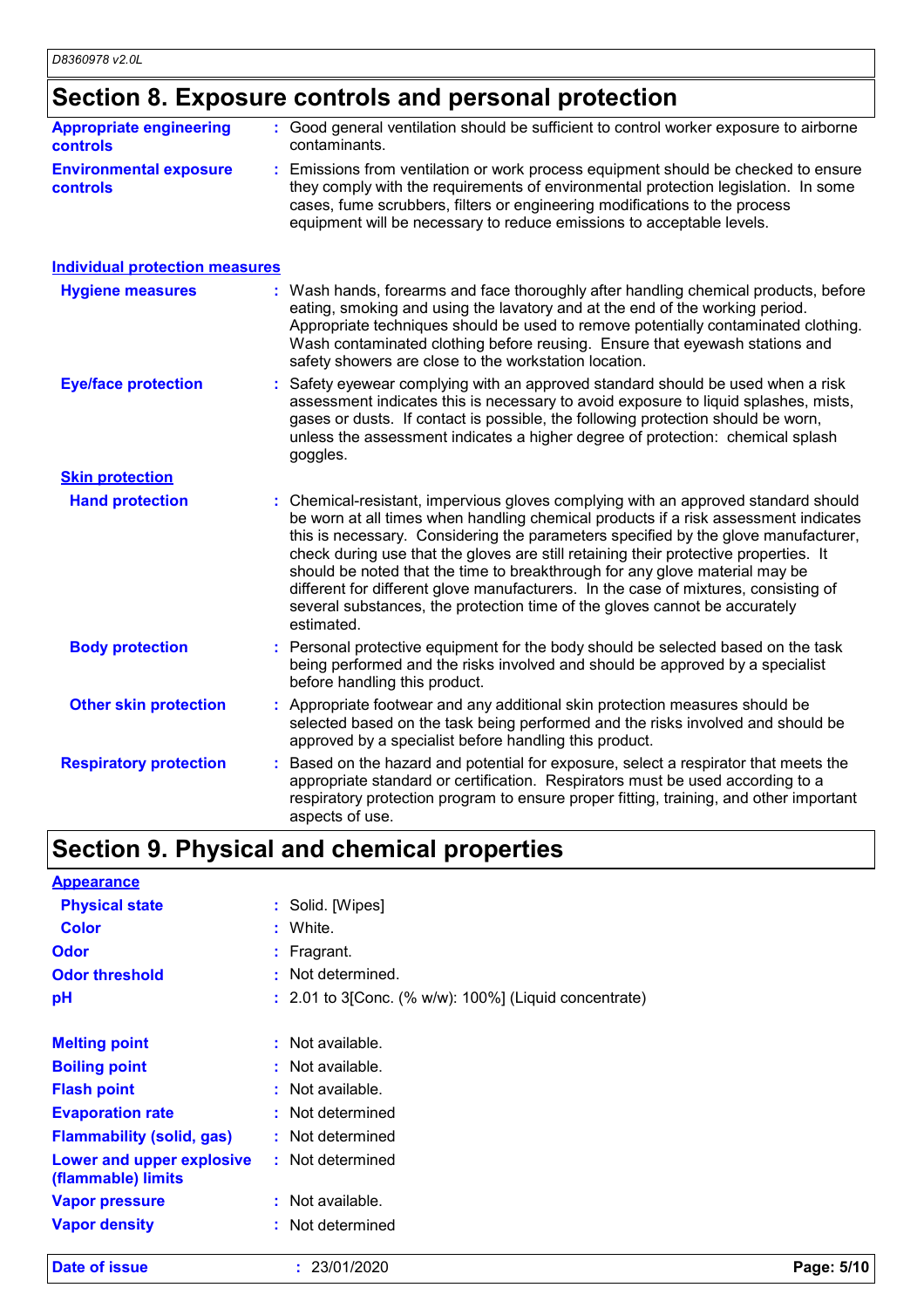## Section 8. Exposure controls and personal protection

**Appropriate engineering controls** : Good general ventilation should be sufficient to control worker exposure to airborne contaminants.

**Environmental exposure controls** : Emissions from ventilation or work process equipment should be checked to ensure they comply with the requirements of environmental protection legislation. In some cases, fume scrubbers, filters or engineering modifications to the process equipment will be necessary to reduce emissions to acceptable levels.

### Individual protection measures

**Hygiene measures** : Wash hands, forearms and face thoroughly after handling chemical products, before eating, smoking and using the lavatory and at the end of the working period. Appropriate techniques should be used to remove potentially contaminated clothing. Wash contaminated clothing before reusing. Ensure that eyewash stations and safety showers are close to the workstation location.

**Eye/face protection** : Safety eyewear complying with an approved standard should be used when a risk assessment indicates this is necessary to avoid exposure to liquid splashes, mists, gases or dusts. If contact is possible, the following protection should be worn, unless the assessment indicates a higher degree of protection: chemical splash goggles.

#### Skin protection

**Hand protection** : Chemical-resistant, impervious gloves complying with an approved standard should be worn at all times when handling chemical products if a risk assessment indicates this is necessary. Considering the parameters specified by the glove manufacturer, check during use that the gloves are still retaining their protective properties. It should be noted that the time to breakthrough for any glove material may be different for different glove manufacturers. In the case of mixtures, consisting of several substances, the protection time of the gloves cannot be accurately estimated.

**Body protection** : Personal protective equipment for the body should be selected based on the task being performed and the risks involved and should be approved by a specialist before handling this product.

**Other skin protection** : Appropriate footwear and any additional skin protection measures should be selected based on the task being performed and the risks involved and should be approved by a specialist before handling this product.

**Respiratory protection** : Based on the hazard and potential for exposure, select a respirator that meets the appropriate standard or certification. Respirators must be used according to a respiratory protection program to ensure proper fitting, training, and other important aspects of use.

## Section 9. Physical and chemical properties

### Appearance

**Physical state** : Solid. [Wipes]

**Color** : White.

**Odor** : Fragrant.

**Odor threshold** : Not determined.

**pH** : 2.01 to 3[Conc. (% w/w): 100%] (Liquid concentrate)

**Melting point** : Not available.

**Boiling point** : Not available.

**Flash point** : Not available.

**Evaporation rate** : Not determined

**Flammability (solid, gas)** : Not determined

**Lower and upper explosive (flammable) limits** : Not determined

**Vapor pressure** : Not available.

**Vapor density** : Not determined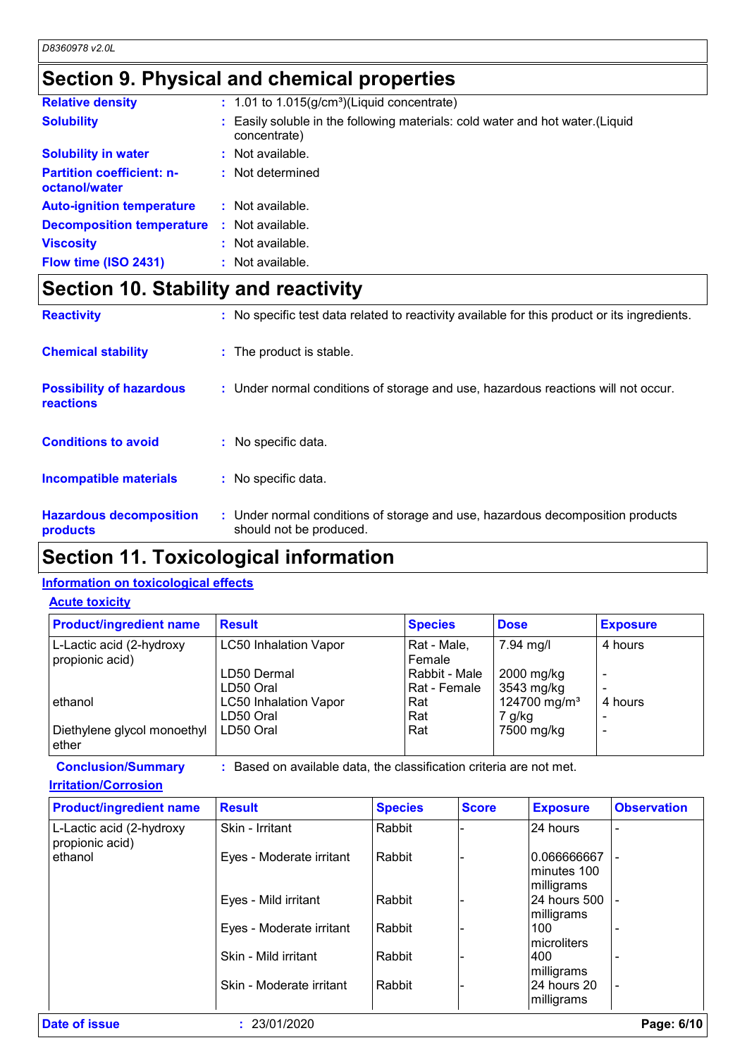## Section 9. Physical and chemical properties

| | | |
|---|---|---|
| **Relative density** | : | 1.01 to 1.015(g/cm³)(Liquid concentrate) |
| **Solubility** | : | Easily soluble in the following materials: cold water and hot water.(Liquid concentrate) |
| **Solubility in water** | : | Not available. |
| **Partition coefficient: n-octanol/water** | : | Not determined |
| **Auto-ignition temperature** | : | Not available. |
| **Decomposition temperature** | : | Not available. |
| **Viscosity** | : | Not available. |
| **Flow time (ISO 2431)** | : | Not available. |

## Section 10. Stability and reactivity

| | | |
|---|---|---|
| **Reactivity** | : | No specific test data related to reactivity available for this product or its ingredients. |
| **Chemical stability** | : | The product is stable. |
| **Possibility of hazardous reactions** | : | Under normal conditions of storage and use, hazardous reactions will not occur. |
| **Conditions to avoid** | : | No specific data. |
| **Incompatible materials** | : | No specific data. |
| **Hazardous decomposition products** | : | Under normal conditions of storage and use, hazardous decomposition products should not be produced. |

## Section 11. Toxicological information

### Information on toxicological effects

#### Acute toxicity

| Product/ingredient name | Result | Species | Dose | Exposure |
|---|---|---|---|---|
| L-Lactic acid (2-hydroxy propionic acid) | LC50 Inhalation Vapor | Rat - Male, Female | 7.94 mg/l | 4 hours |
| | LD50 Dermal | Rabbit - Male | 2000 mg/kg | - |
| | LD50 Oral | Rat - Female | 3543 mg/kg | - |
| ethanol | LC50 Inhalation Vapor | Rat | 124700 mg/m³ | 4 hours |
| | LD50 Oral | Rat | 7 g/kg | - |
| Diethylene glycol monoethyl ether | LD50 Oral | Rat | 7500 mg/kg | - |

**Conclusion/Summary** : Based on available data, the classification criteria are not met.

#### Irritation/Corrosion

| Product/ingredient name | Result | Species | Score | Exposure | Observation |
|---|---|---|---|---|---|
| L-Lactic acid (2-hydroxy propionic acid) | Skin - Irritant | Rabbit | - | 24 hours | - |
| ethanol | Eyes - Moderate irritant | Rabbit | - | 0.066666667 minutes 100 milligrams | - |
| | Eyes - Mild irritant | Rabbit | - | 24 hours 500 milligrams | - |
| | Eyes - Moderate irritant | Rabbit | - | 100 microliters | - |
| | Skin - Mild irritant | Rabbit | - | 400 milligrams | - |
| | Skin - Moderate irritant | Rabbit | - | 24 hours 20 milligrams | - |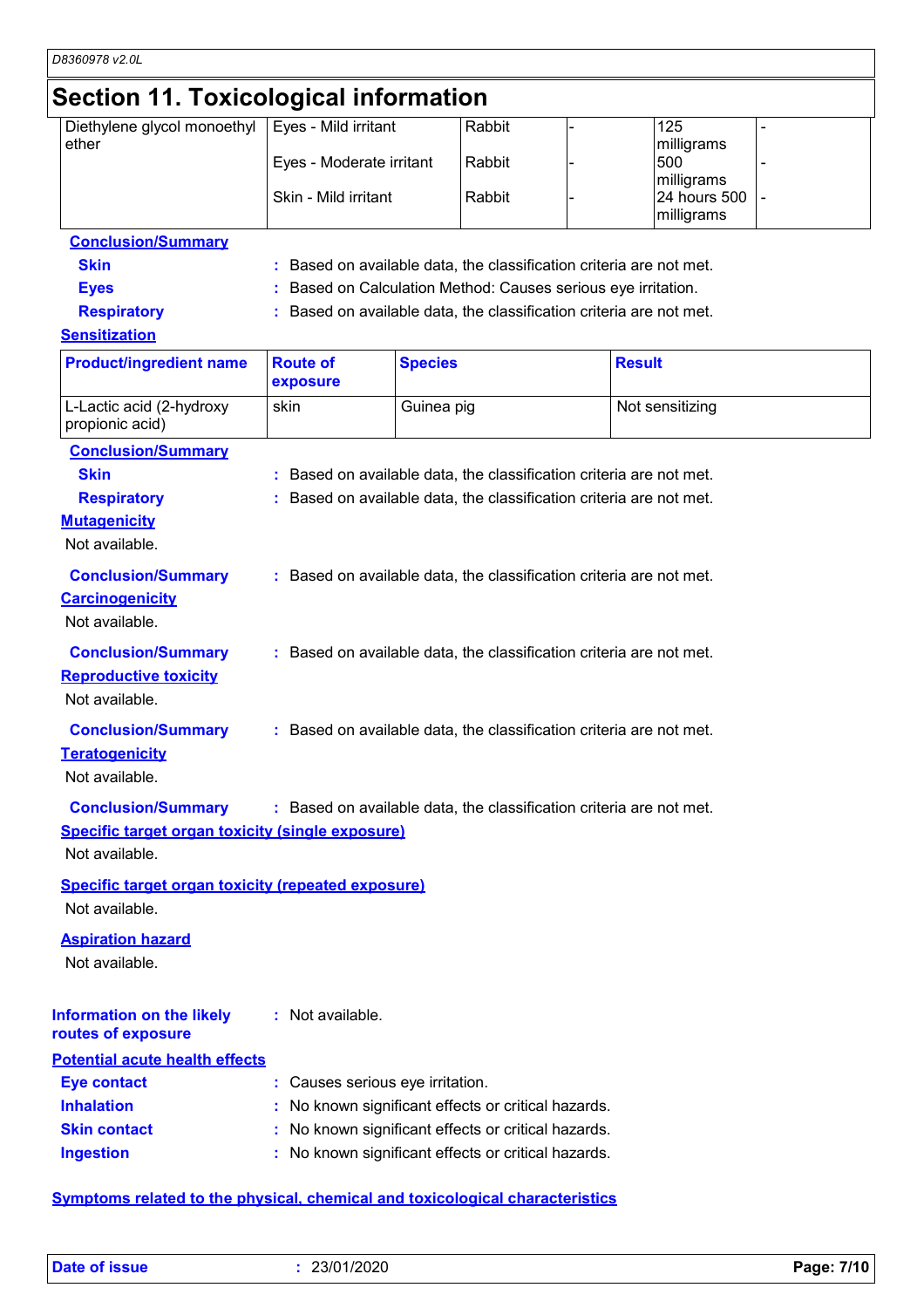## Section 11. Toxicological information

| | | | | | |
|---|---|---|---|---|---|
| Diethylene glycol monoethyl ether | Eyes - Mild irritant | Rabbit | - | 125 milligrams | - |
| | Eyes - Moderate irritant | Rabbit | - | 500 milligrams | - |
| | Skin - Mild irritant | Rabbit | - | 24 hours 500 milligrams | - |

**Conclusion/Summary**

**Skin** : Based on available data, the classification criteria are not met.

**Eyes** : Based on Calculation Method: Causes serious eye irritation.

**Respiratory** : Based on available data, the classification criteria are not met.

**Sensitization**

| Product/ingredient name | Route of exposure | Species | Result |
|---|---|---|---|
| L-Lactic acid (2-hydroxy propionic acid) | skin | Guinea pig | Not sensitizing |

**Conclusion/Summary**

**Skin** : Based on available data, the classification criteria are not met.

**Respiratory** : Based on available data, the classification criteria are not met.

**Mutagenicity**

Not available.

**Conclusion/Summary** : Based on available data, the classification criteria are not met.

**Carcinogenicity**

Not available.

**Conclusion/Summary** : Based on available data, the classification criteria are not met.

**Reproductive toxicity**

Not available.

**Conclusion/Summary** : Based on available data, the classification criteria are not met.

**Teratogenicity**

Not available.

**Conclusion/Summary** : Based on available data, the classification criteria are not met.

**Specific target organ toxicity (single exposure)**

Not available.

**Specific target organ toxicity (repeated exposure)**

Not available.

**Aspiration hazard**

Not available.

**Information on the likely routes of exposure** : Not available.

**Potential acute health effects**

**Eye contact** : Causes serious eye irritation.

**Inhalation** : No known significant effects or critical hazards.

**Skin contact** : No known significant effects or critical hazards.

**Ingestion** : No known significant effects or critical hazards.

**Symptoms related to the physical, chemical and toxicological characteristics**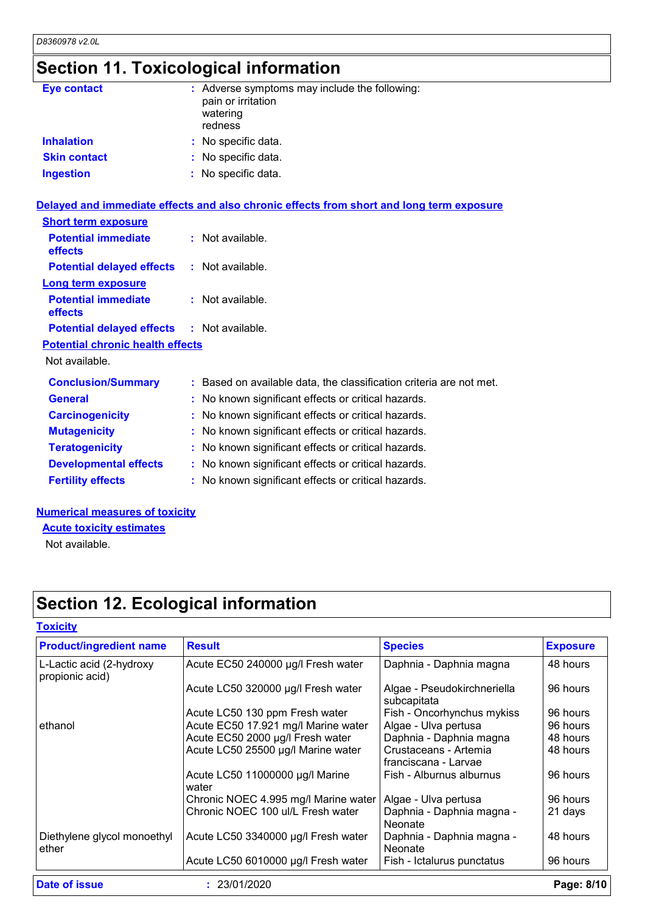# Section 11. Toxicological information

**Eye contact** : Adverse symptoms may include the following:
pain or irritation
watering
redness

**Inhalation** : No specific data.

**Skin contact** : No specific data.

**Ingestion** : No specific data.

## Delayed and immediate effects and also chronic effects from short and long term exposure

### Short term exposure

**Potential immediate effects** : Not available.

**Potential delayed effects** : Not available.

### Long term exposure

**Potential immediate effects** : Not available.

**Potential delayed effects** : Not available.

### Potential chronic health effects

Not available.

**Conclusion/Summary** : Based on available data, the classification criteria are not met.

**General** : No known significant effects or critical hazards.

**Carcinogenicity** : No known significant effects or critical hazards.

**Mutagenicity** : No known significant effects or critical hazards.

**Teratogenicity** : No known significant effects or critical hazards.

**Developmental effects** : No known significant effects or critical hazards.

**Fertility effects** : No known significant effects or critical hazards.

## Numerical measures of toxicity

### Acute toxicity estimates

Not available.

# Section 12. Ecological information

## Toxicity

| Product/ingredient name | Result | Species | Exposure |
|---|---|---|---|
| L-Lactic acid (2-hydroxy propionic acid) | Acute EC50 240000 µg/l Fresh water | Daphnia - Daphnia magna | 48 hours |
| | Acute LC50 320000 µg/l Fresh water | Algae - Pseudokirchneriella subcapitata | 96 hours |
| | Acute LC50 130 ppm Fresh water | Fish - Oncorhynchus mykiss | 96 hours |
| ethanol | Acute EC50 17.921 mg/l Marine water | Algae - Ulva pertusa | 96 hours |
| | Acute EC50 2000 µg/l Fresh water | Daphnia - Daphnia magna | 48 hours |
| | Acute LC50 25500 µg/l Marine water | Crustaceans - Artemia franciscana - Larvae | 48 hours |
| | Acute LC50 11000000 µg/l Marine water | Fish - Alburnus alburnus | 96 hours |
| | Chronic NOEC 4.995 mg/l Marine water | Algae - Ulva pertusa | 96 hours |
| | Chronic NOEC 100 ul/L Fresh water | Daphnia - Daphnia magna - Neonate | 21 days |
| Diethylene glycol monoethyl ether | Acute LC50 3340000 µg/l Fresh water | Daphnia - Daphnia magna - Neonate | 48 hours |
| | Acute LC50 6010000 µg/l Fresh water | Fish - Ictalurus punctatus | 96 hours |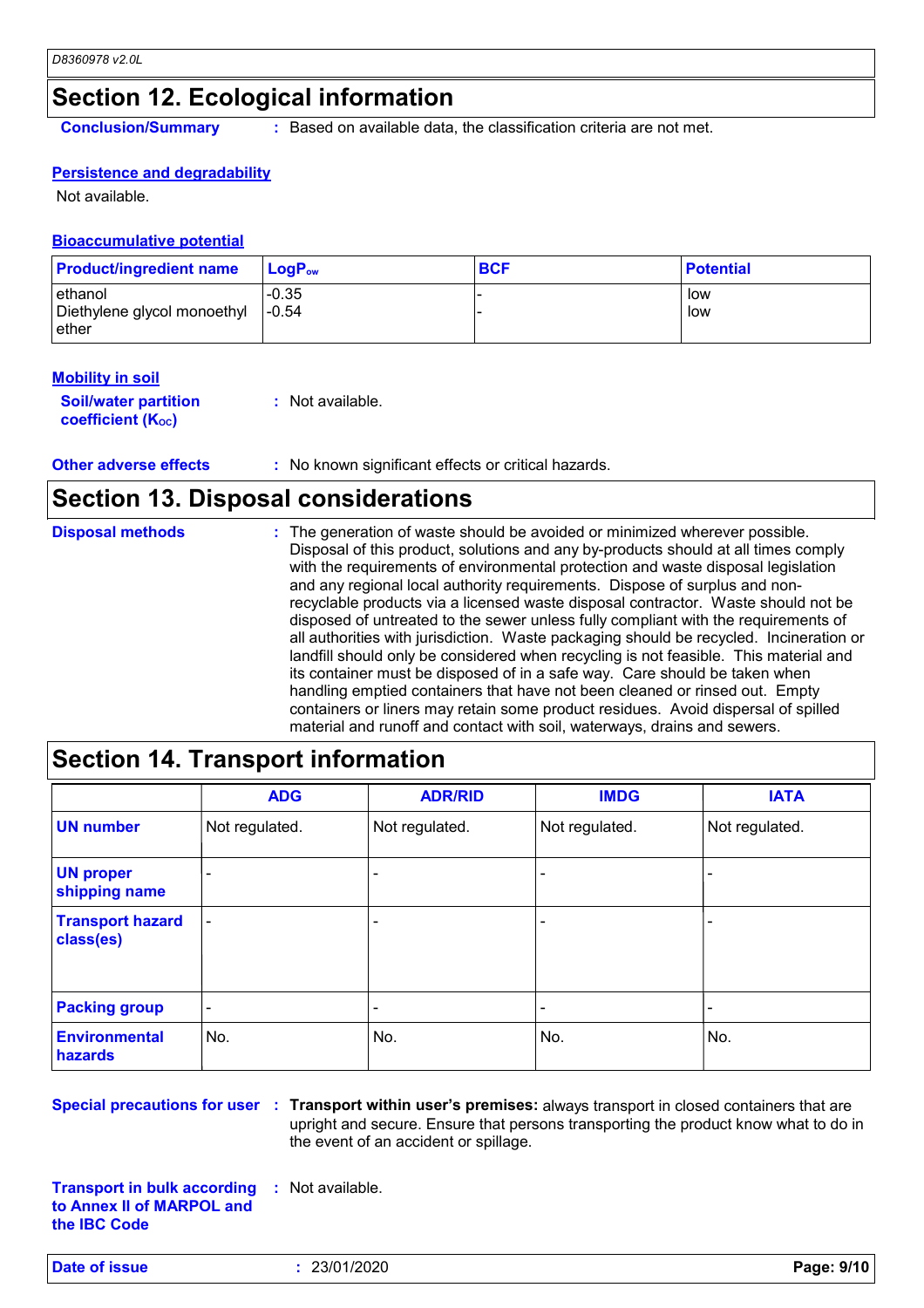## Section 12. Ecological information

**Conclusion/Summary** : Based on available data, the classification criteria are not met.

**Persistence and degradability**

Not available.

**Bioaccumulative potential**

| Product/ingredient name | $LogP_{ow}$ | BCF | Potential |
|---|---|---|---|
| ethanol | -0.35 | - | low |
| Diethylene glycol monoethyl ether | -0.54 | - | low |

**Mobility in soil**

**Soil/water partition coefficient ($K_{OC}$)** : Not available.

**Other adverse effects** : No known significant effects or critical hazards.

## Section 13. Disposal considerations

**Disposal methods** : The generation of waste should be avoided or minimized wherever possible. Disposal of this product, solutions and any by-products should at all times comply with the requirements of environmental protection and waste disposal legislation and any regional local authority requirements. Dispose of surplus and non-recyclable products via a licensed waste disposal contractor. Waste should not be disposed of untreated to the sewer unless fully compliant with the requirements of all authorities with jurisdiction. Waste packaging should be recycled. Incineration or landfill should only be considered when recycling is not feasible. This material and its container must be disposed of in a safe way. Care should be taken when handling emptied containers that have not been cleaned or rinsed out. Empty containers or liners may retain some product residues. Avoid dispersal of spilled material and runoff and contact with soil, waterways, drains and sewers.

## Section 14. Transport information

| | ADG | ADR/RID | IMDG | IATA |
|---|---|---|---|---|
| **UN number** | Not regulated. | Not regulated. | Not regulated. | Not regulated. |
| **UN proper shipping name** | - | - | - | - |
| **Transport hazard class(es)** | - | - | - | - |
| **Packing group** | - | - | - | - |
| **Environmental hazards** | No. | No. | No. | No. |

**Special precautions for user** : **Transport within user's premises:** always transport in closed containers that are upright and secure. Ensure that persons transporting the product know what to do in the event of an accident or spillage.

**Transport in bulk according to Annex II of MARPOL and the IBC Code** : Not available.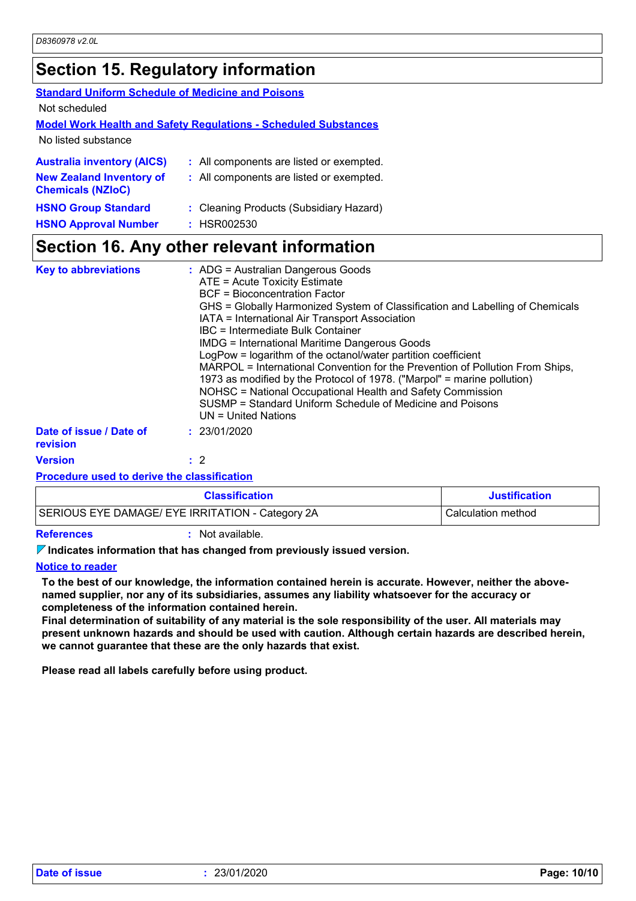## Section 15. Regulatory information

**Standard Uniform Schedule of Medicine and Poisons**

Not scheduled

**Model Work Health and Safety Regulations - Scheduled Substances**

No listed substance

**Australia inventory (AICS)** : All components are listed or exempted.

**New Zealand Inventory of Chemicals (NZIoC)** : All components are listed or exempted.

**HSNO Group Standard** : Cleaning Products (Subsidiary Hazard)

**HSNO Approval Number** : HSR002530

## Section 16. Any other relevant information

**Key to abbreviations** :

- ADG = Australian Dangerous Goods
- ATE = Acute Toxicity Estimate
- BCF = Bioconcentration Factor
- GHS = Globally Harmonized System of Classification and Labelling of Chemicals
- IATA = International Air Transport Association
- IBC = Intermediate Bulk Container
- IMDG = International Maritime Dangerous Goods
- LogPow = logarithm of the octanol/water partition coefficient
- MARPOL = International Convention for the Prevention of Pollution From Ships, 1973 as modified by the Protocol of 1978. ("Marpol" = marine pollution)
- NOHSC = National Occupational Health and Safety Commission
- SUSMP = Standard Uniform Schedule of Medicine and Poisons
- UN = United Nations

**Date of issue / Date of revision** : 23/01/2020

**Version** : 2

**Procedure used to derive the classification**

| Classification | Justification |
|---|---|
| SERIOUS EYE DAMAGE/ EYE IRRITATION - Category 2A | Calculation method |

**References** : Not available.

**Indicates information that has changed from previously issued version.**

**Notice to reader**

**To the best of our knowledge, the information contained herein is accurate. However, neither the above-named supplier, nor any of its subsidiaries, assumes any liability whatsoever for the accuracy or completeness of the information contained herein.**
**Final determination of suitability of any material is the sole responsibility of the user. All materials may present unknown hazards and should be used with caution. Although certain hazards are described herein, we cannot guarantee that these are the only hazards that exist.**

**Please read all labels carefully before using product.**